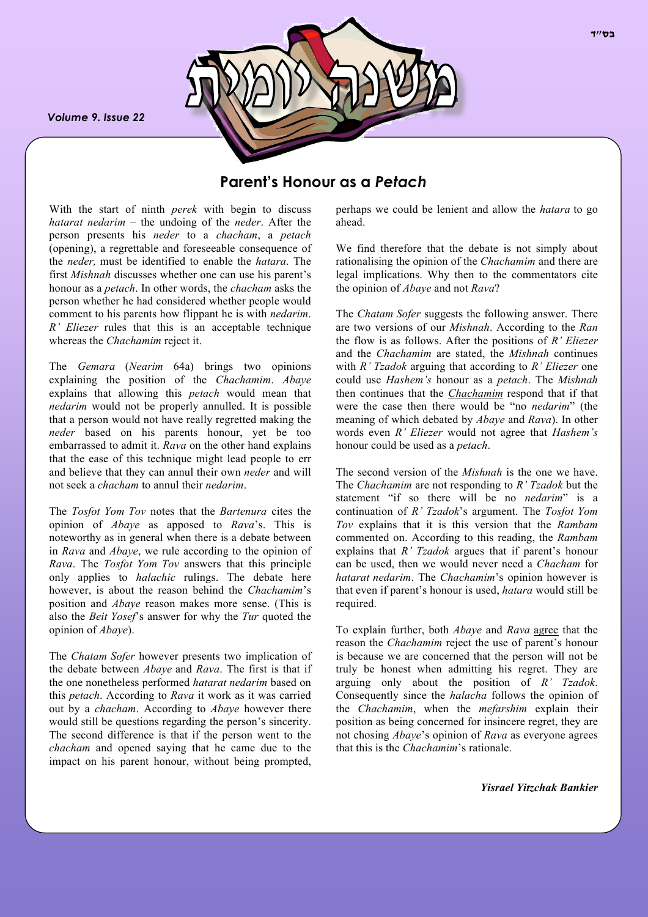# Parent's Honour as a *Petach*

With the start of ninth *perek* with begin to discuss *hatarat nedarim* – the undoing of the *neder*. After the person presents his *neder* to a *chacham*, a *petach* (opening), a regrettable and foreseeable consequence of the *neder,* must be identified to enable the *hatara*. The first *Mishnah* discusses whether one can use his parent's honour as a *petach*. In other words, the *chacham* asks the person whether he had considered whether people would comment to his parents how flippant he is with *nedarim*. *R' Eliezer* rules that this is an acceptable technique whereas the *Chachamim* reject it.

The *Gemara* (*Nearim* 64a) brings two opinions explaining the position of the *Chachamim*. *Abaye* explains that allowing this *petach* would mean that *nedarim* would not be properly annulled. It is possible that a person would not have really regretted making the *neder* based on his parents honour, yet be too embarrassed to admit it. *Rava* on the other hand explains that the ease of this technique might lead people to err and believe that they can annul their own *neder* and will not seek a *chacham* to annul their *nedarim*.

The *Tosfot Yom Tov* notes that the *Bartenura* cites the opinion of *Abaye* as apposed to *Rava*'s. This is noteworthy as in general when there is a debate between in *Rava* and *Abaye*, we rule according to the opinion of *Rava*. The *Tosfot Yom Tov* answers that this principle only applies to *halachic* rulings. The debate here however, is about the reason behind the *Chachamim*'s position and *Abaye* reason makes more sense. (This is also the *Beit Yosef*'s answer for why the *Tur* quoted the opinion of *Abaye*).

The *Chatam Sofer* however presents two implication of the debate between *Abaye* and *Rava*. The first is that if the one nonetheless performed *hatarat nedarim* based on this *petach*. According to *Rava* it work as it was carried out by a *chacham*. According to *Abaye* however there would still be questions regarding the person's sincerity. The second difference is that if the person went to the *chacham* and opened saying that he came due to the impact on his parent honour, without being prompted, perhaps we could be lenient and allow the *hatara* to go ahead.

We find therefore that the debate is not simply about rationalising the opinion of the *Chachamim* and there are legal implications. Why then to the commentators cite the opinion of *Abaye* and not *Rava*?

The *Chatam Sofer* suggests the following answer. There are two versions of our *Mishnah*. According to the *Ran* the flow is as follows. After the positions of *R' Eliezer* and the *Chachamim* are stated, the *Mishnah* continues with *R' Tzadok* arguing that according to *R' Eliezer* one could use *Hashem's* honour as a *petach*. The *Mishnah* then continues that the *Chachamim* respond that if that were the case then there would be "no *nedarim*" (the meaning of which debated by *Abaye* and *Rava*). In other words even *R' Eliezer* would not agree that *Hashem's* honour could be used as a *petach*.

The second version of the *Mishnah* is the one we have. The *Chachamim* are not responding to *R' Tzadok* but the statement "if so there will be no *nedarim*" is a continuation of *R' Tzadok*'s argument. The *Tosfot Yom Tov* explains that it is this version that the *Rambam* commented on. According to this reading, the *Rambam* explains that *R' Tzadok* argues that if parent's honour can be used, then we would never need a *Chacham* for *hatarat nedarim*. The *Chachamim*'s opinion however is that even if parent's honour is used, *hatara* would still be required.

To explain further, both *Abaye* and *Rava* agree that the reason the *Chachamim* reject the use of parent's honour is because we are concerned that the person will not be truly be honest when admitting his regret. They are arguing only about the position of *R' Tzadok*. Consequently since the *halacha* follows the opinion of the *Chachamim*, when the *mefarshim* explain their position as being concerned for insincere regret, they are not chosing *Abaye*'s opinion of *Rava* as everyone agrees that this is the *Chachamim*'s rationale.

***Yisrael Yitzchak Bankier***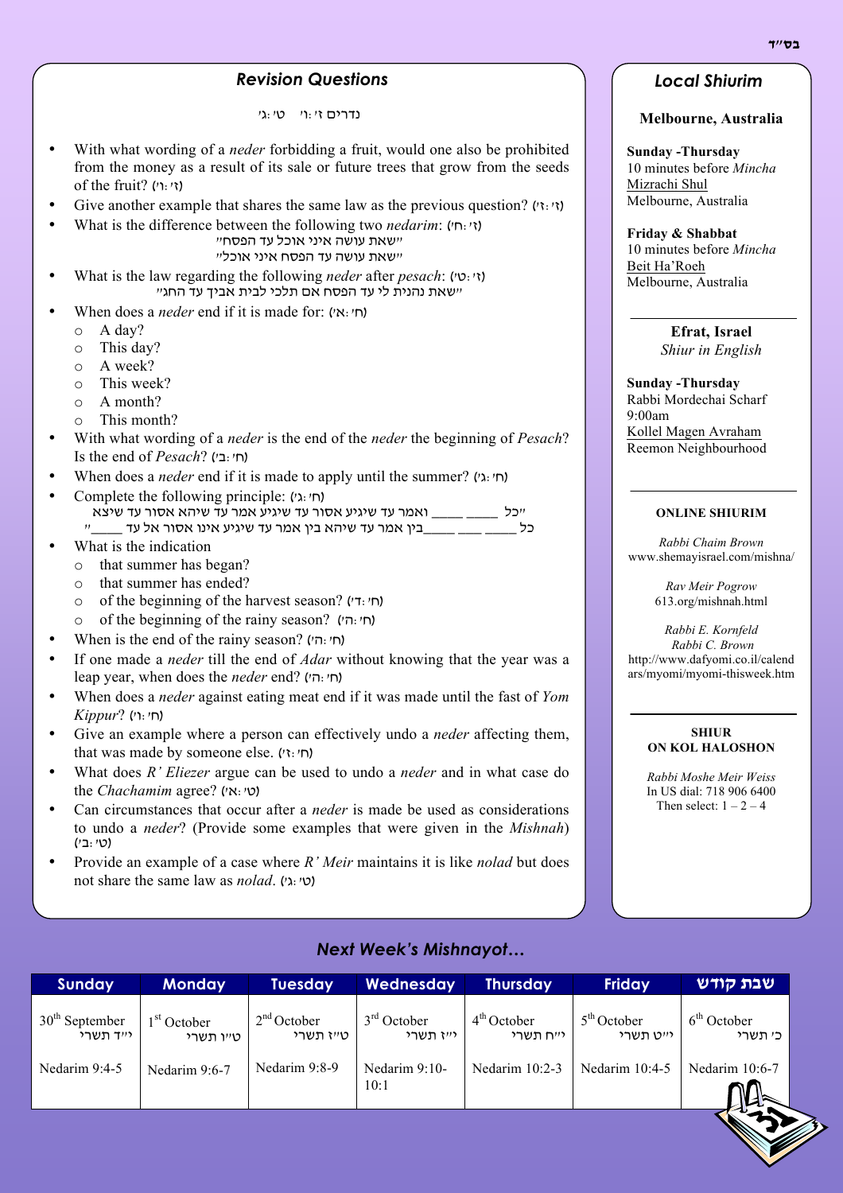## Revision Questions

נדרים ז׳:ו׳ ט׳:ג׳

- With what wording of a *neder* forbidding a fruit, would one also be prohibited from the money as a result of its sale or future trees that grow from the seeds of the fruit? (ז׳:ו׳)
- Give another example that shares the same law as the previous question? (ז׳:ז׳)
- What is the difference between the following two *nedarim*: (ז׳:ח׳)
  "שאת עושה איני אוכל עד הפסח"
  "שאת עושה עד הפסח איני אוכל"
- What is the law regarding the following *neder* after *pesach*: (ז׳:ט׳)
  "שאת נהנית לי עד הפסח אם תלכי לבית אביך עד החג"
- When does a *neder* end if it is made for: (ח׳:א׳)
  - A day?
  - This day?
  - A week?
  - This week?
  - A month?
  - This month?
- With what wording of a *neder* is the end of the *neder* the beginning of *Pesach*? Is the end of *Pesach*? (ח׳:ב׳)
- When does a *neder* end if it is made to apply until the summer? (ח׳:ג׳)
- Complete the following principle: (ח׳:ג׳)
  "כל ____ ____ ואמר עד שיגיע אסור עד שיגיע אמר עד שיהא אסור עד שיצא
  כל ____ ____ ____בין אמר עד שיהא בין אמר עד שיגיע אינו אסור אל עד ____"
- What is the indication
  - that summer has began?
  - that summer has ended?
  - of the beginning of the harvest season? (ח׳:ד׳)
  - of the beginning of the rainy season? (ח׳:ה׳)
- When is the end of the rainy season? (ח׳:ה׳)
- If one made a *neder* till the end of *Adar* without knowing that the year was a leap year, when does the *neder* end? (ח׳:ה׳)
- When does a *neder* against eating meat end if it was made until the fast of *Yom Kippur*? (ח׳:ו׳)
- Give an example where a person can effectively undo a *neder* affecting them, that was made by someone else. (ח׳:ז׳)
- What does *R' Eliezer* argue can be used to undo a *neder* and in what case do the *Chachamim* agree? (ט׳:א׳)
- Can circumstances that occur after a *neder* is made be used as considerations to undo a *neder*? (Provide some examples that were given in the *Mishnah*) (ט׳:ב׳)
- Provide an example of a case where *R' Meir* maintains it is like *nolad* but does not share the same law as *nolad*. (ט׳:ג׳)

## Local Shiurim

**Melbourne, Australia**

**Sunday -Thursday**
10 minutes before *Mincha*
Mizrachi Shul
Melbourne, Australia

**Friday & Shabbat**
10 minutes before *Mincha*
Beit Ha'Roeh
Melbourne, Australia

**Efrat, Israel**
*Shiur in English*

**Sunday -Thursday**
Rabbi Mordechai Scharf
9:00am
Kollel Magen Avraham
Reemon Neighbourhood

**ONLINE SHIURIM**

*Rabbi Chaim Brown*
www.shemayisrael.com/mishna/

*Rav Meir Pogrow*
613.org/mishnah.html

*Rabbi E. Kornfeld*
*Rabbi C. Brown*
http://www.dafyomi.co.il/calendars/myomi/myomi-thisweek.htm

**SHIUR ON KOL HALOSHON**

*Rabbi Moshe Meir Weiss*
In US dial: 718 906 6400
Then select: 1 – 2 – 4

## Next Week's Mishnayot…

| Sunday | Monday | Tuesday | Wednesday | Thursday | Friday | שבת קודש |
|---|---|---|---|---|---|---|
| 30th September י״ד תשרי | 1st October ט״ו תשרי | 2nd October ט״ז תשרי | 3rd October י״ז תשרי | 4th October י״ח תשרי | 5th October י״ט תשרי | 6th October כ׳ תשרי |
| Nedarim 9:4-5 | Nedarim 9:6-7 | Nedarim 9:8-9 | Nedarim 9:10-10:1 | Nedarim 10:2-3 | Nedarim 10:4-5 | Nedarim 10:6-7 |